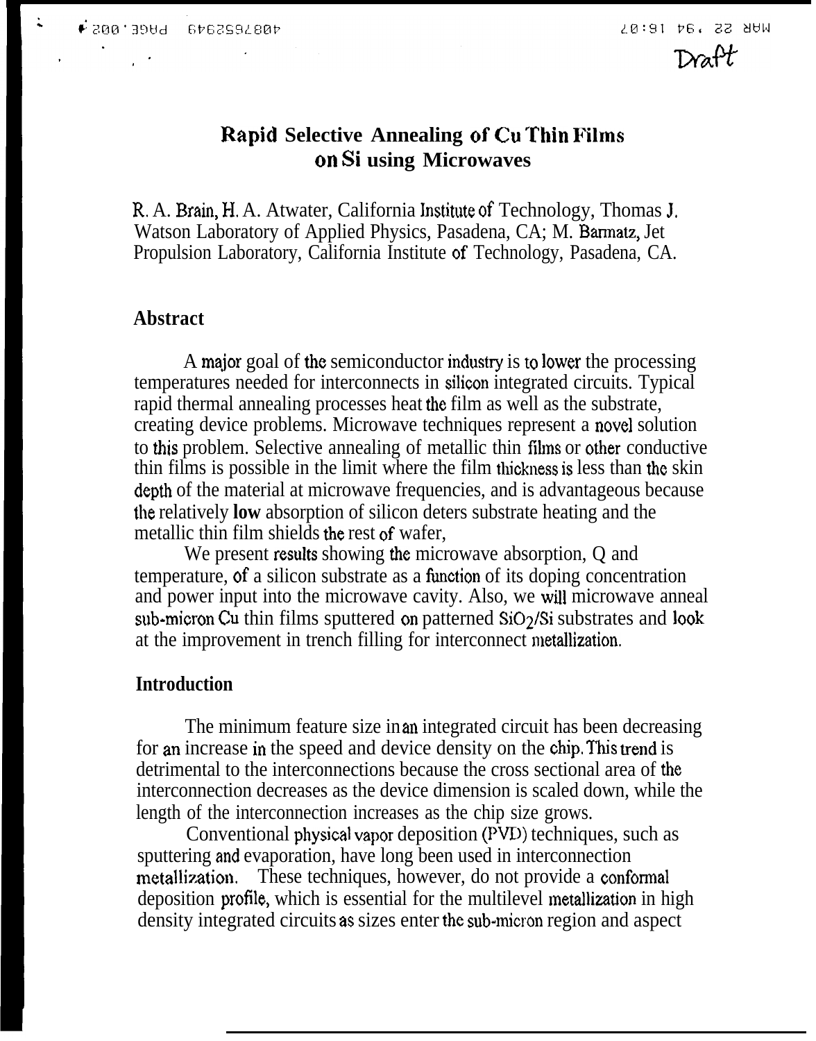Draft

# Rapid Selective Annealing of Cu Thin Films on Si using Microwaves

R. A. Brain, H. A. Atwater, California Institute of Technology, Thomas J. Watson Laboratory of Applied Physics, Pasadena, CA; M. Barmatz, Jet Propulsion Laboratory, California Institute of Technology, Pasadena, CA.

## Abstract

A major goal of the semiconductor industry is to lower the processing temperatures needed for interconnects in silicon integrated circuits. Typical rapid thermal annealing processes heat the film as well as the substrate, creating device problems. Microwave techniques represent a novel solution to this problem. Selective annealing of metallic thin films or other conductive thin films is possible in the limit where the film thickness is less than the skin depth of the material at microwave frequencies, and is advantageous because the relatively **low** absorption of silicon deters substrate heating and the metallic thin film shields the rest of wafer,

We present results showing the microwave absorption, Q and temperature, of a silicon substrate as a function of its doping concentration and power input into the microwave cavity. Also, we will microwave anneal sub-micron Cu thin films sputtered on patterned $SiO_2/Si$ substrates and look at the improvement in trench filling for interconnect metallization.

## Introduction

The minimum feature size in an integrated circuit has been decreasing for an increase in the speed and device density on the chip. This trend is detrimental to the interconnections because the cross sectional area of the interconnection decreases as the device dimension is scaled down, while the length of the interconnection increases as the chip size grows.

Conventional physical vapor deposition (PVD) techniques, such as sputtering and evaporation, have long been used in interconnection metallization. These techniques, however, do not provide a conformal deposition profile, which is essential for the multilevel metallization in high density integrated circuits as sizes enter the sub-micron region and aspect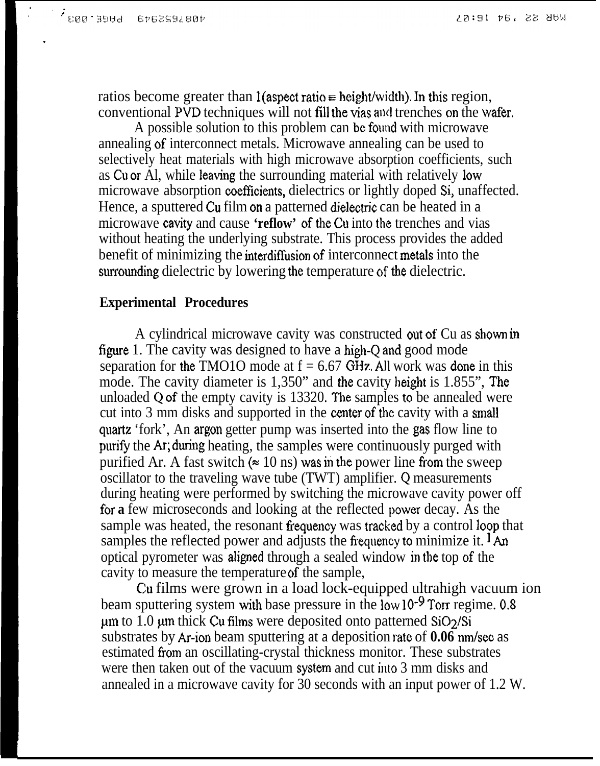ratios become greater than 1(aspect ratio ≡ height/width). In this region, conventional PVD techniques will not fill the vias and trenches on the wafer.

A possible solution to this problem can be found with microwave annealing of interconnect metals. Microwave annealing can be used to selectively heat materials with high microwave absorption coefficients, such as Cu or Al, while leaving the surrounding material with relatively low microwave absorption coefficients, dielectrics or lightly doped Si, unaffected. Hence, a sputtered Cu film on a patterned dielectric can be heated in a microwave cavity and cause **'reflow'** of the Cu into the trenches and vias without heating the underlying substrate. This process provides the added benefit of minimizing the interdiffusion of interconnect metals into the surrounding dielectric by lowering the temperature of the dielectric.

## Experimental Procedures

A cylindrical microwave cavity was constructed out of Cu as shown in figure 1. The cavity was designed to have a high-Q and good mode separation for the TMO1O mode at f = 6.67 GHz. All work was done in this mode. The cavity diameter is 1,350" and the cavity height is 1.855", The unloaded Q of the empty cavity is 13320. The samples to be annealed were cut into 3 mm disks and supported in the center of the cavity with a small quartz 'fork', An argon getter pump was inserted into the gas flow line to purify the Ar; during heating, the samples were continuously purged with purified Ar. A fast switch (≈ 10 ns) was in the power line from the sweep oscillator to the traveling wave tube (TWT) amplifier. Q measurements during heating were performed by switching the microwave cavity power off for **a** few microseconds and looking at the reflected power decay. As the sample was heated, the resonant frequency was tracked by a control loop that samples the reflected power and adjusts the frequency to minimize it.[1] An optical pyrometer was aligned through a sealed window in the top of the cavity to measure the temperature of the sample,

Cu films were grown in a load lock-equipped ultrahigh vacuum ion beam sputtering system with base pressure in the low $10^{-9}$ Torr regime. 0.8 μm to 1.0 μm thick Cu films were deposited onto patterned $SiO_2$/Si substrates by Ar-ion beam sputtering at a deposition rate of **0.06** nm/sec as estimated from an oscillating-crystal thickness monitor. These substrates were then taken out of the vacuum system and cut into 3 mm disks and annealed in a microwave cavity for 30 seconds with an input power of 1.2 W.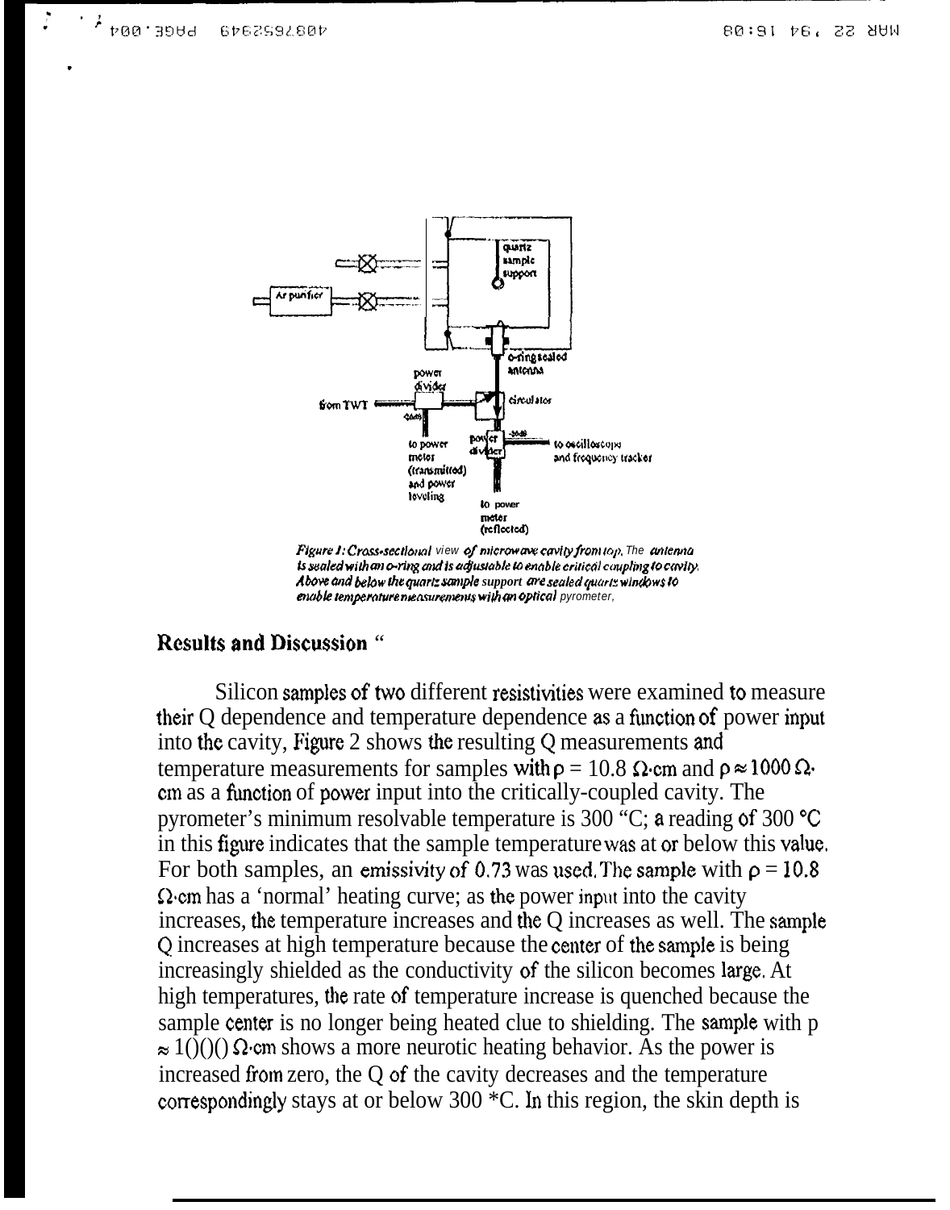*Figure 1: Cross-sectional view of microwave cavity from top. The antenna is sealed with an o-ring and is adjustable to enable critical coupling to cavity. Above and below the quartz sample support are sealed quartz windows to enable temperature measurements with an optical pyrometer,*

## Results and Discussion

Silicon samples of two different resistivities were examined to measure their Q dependence and temperature dependence as a function of power input into the cavity, Figure 2 shows the resulting Q measurements and temperature measurements for samples with $\rho = 10.8\ \Omega\cdot$cm and $\rho \approx 1000\ \Omega\cdot$cm as a function of power input into the critically-coupled cavity. The pyrometer's minimum resolvable temperature is 300 °C; a reading of 300 °C in this figure indicates that the sample temperature was at or below this value. For both samples, an emissivity of 0.73 was used. The sample with $\rho = 10.8\ \Omega\cdot$cm has a 'normal' heating curve; as the power input into the cavity increases, the temperature increases and the Q increases as well. The sample Q increases at high temperature because the center of the sample is being increasingly shielded as the conductivity of the silicon becomes large. At high temperatures, the rate of temperature increase is quenched because the sample center is no longer being heated clue to shielding. The sample with $\rho \approx 1000\ \Omega\cdot$cm shows a more neurotic heating behavior. As the power is increased from zero, the Q of the cavity decreases and the temperature correspondingly stays at or below 300 °C. In this region, the skin depth is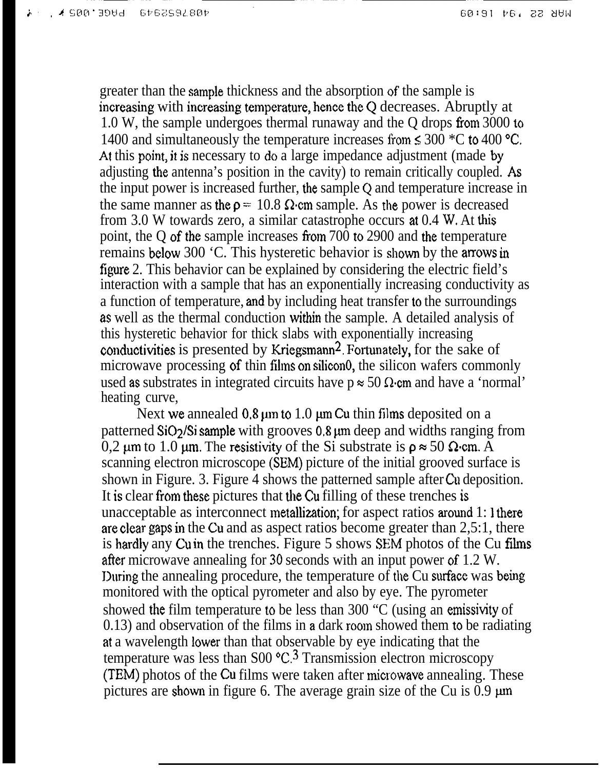greater than the sample thickness and the absorption of the sample is increasing with increasing temperature, hence the Q decreases. Abruptly at 1.0 W, the sample undergoes thermal runaway and the Q drops from 3000 to 1400 and simultaneously the temperature increases from ≤ 300 *C to 400 °C. At this point, it is necessary to do a large impedance adjustment (made by adjusting the antenna's position in the cavity) to remain critically coupled. As the input power is increased further, the sample Q and temperature increase in the same manner as the $\rho$ = 10.8 Ω·cm sample. As the power is decreased from 3.0 W towards zero, a similar catastrophe occurs at 0.4 W. At this point, the Q of the sample increases from 700 to 2900 and the temperature remains below 300 'C. This hysteretic behavior is shown by the arrows in figure 2. This behavior can be explained by considering the electric field's interaction with a sample that has an exponentially increasing conductivity as a function of temperature, and by including heat transfer to the surroundings as well as the thermal conduction within the sample. A detailed analysis of this hysteretic behavior for thick slabs with exponentially increasing conductivities is presented by Kriegsmann[2]. Fortunately, for the sake of microwave processing of thin films on silicon0, the silicon wafers commonly used as substrates in integrated circuits have p ≈ 50 Ω·cm and have a 'normal' heating curve,

Next we annealed 0.8 μm to 1.0 μm Cu thin films deposited on a patterned $SiO_2$/Si sample with grooves 0.8 μm deep and widths ranging from 0,2 μm to 1.0 μm. The resistivity of the Si substrate is $\rho$ ≈ 50 Ω·cm. A scanning electron microscope (SEM) picture of the initial grooved surface is shown in Figure. 3. Figure 4 shows the patterned sample after Cu deposition. It is clear from these pictures that the Cu filling of these trenches is unacceptable as interconnect metallization; for aspect ratios around 1: 1 there are clear gaps in the Cu and as aspect ratios become greater than 2,5:1, there is hardly any Cu in the trenches. Figure 5 shows SEM photos of the Cu films after microwave annealing for 30 seconds with an input power of 1.2 W. During the annealing procedure, the temperature of the Cu surface was being monitored with the optical pyrometer and also by eye. The pyrometer showed the film temperature to be less than 300 "C (using an emissivity of 0.13) and observation of the films in a dark room showed them to be radiating at a wavelength lower than that observable by eye indicating that the temperature was less than S00 °C.[3] Transmission electron microscopy (TEM) photos of the Cu films were taken after microwave annealing. These pictures are shown in figure 6. The average grain size of the Cu is 0.9 μm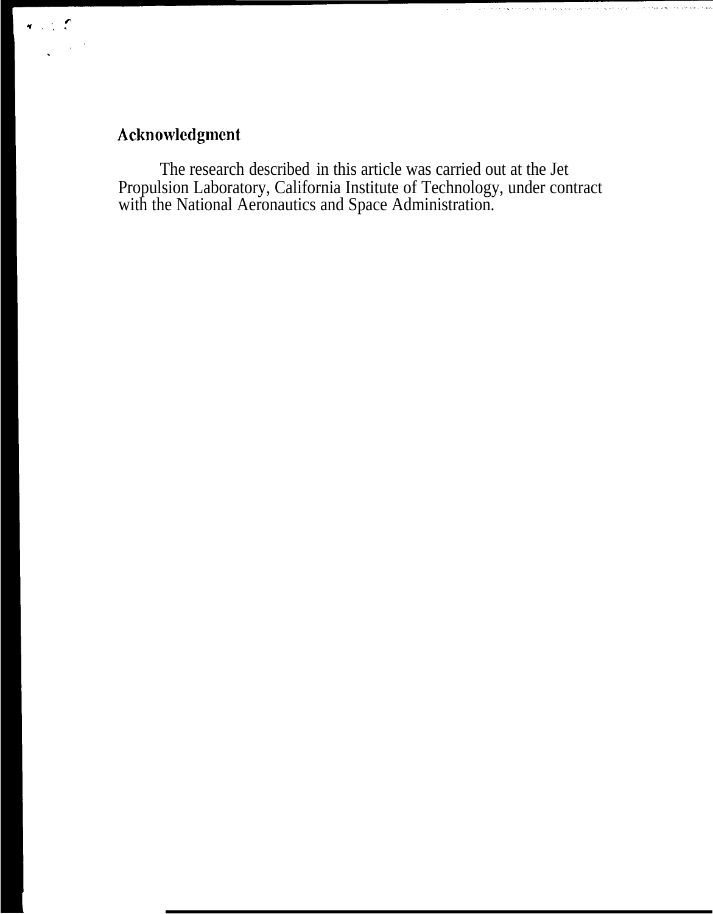## Acknowledgment

The research described in this article was carried out at the Jet Propulsion Laboratory, California Institute of Technology, under contract with the National Aeronautics and Space Administration.